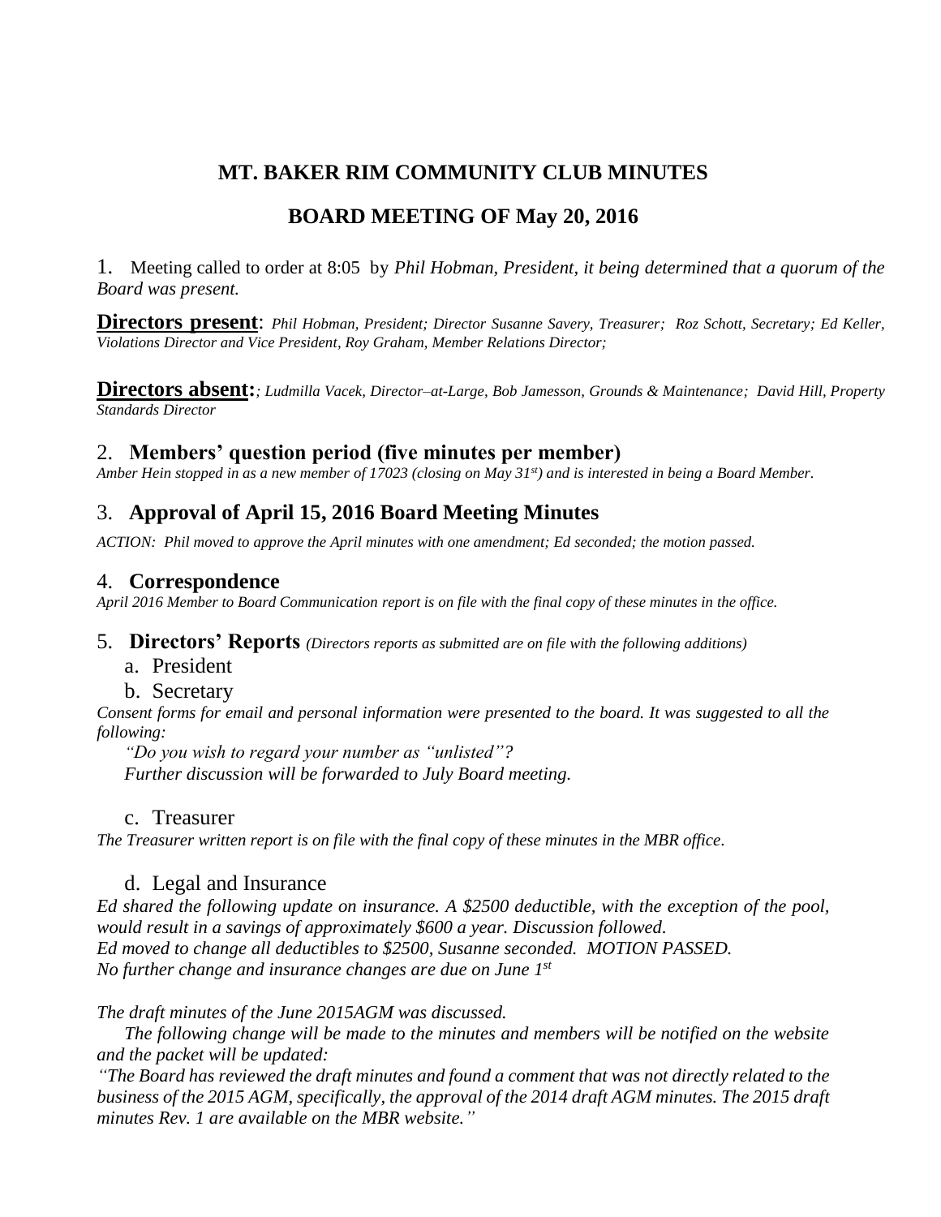# MT. BAKER RIM COMMUNITY CLUB MINUTES

## BOARD MEETING OF May 20, 2016

1. Meeting called to order at 8:05 by *Phil Hobman, President, it being determined that a quorum of the Board was present.*

**Directors present**: *Phil Hobman, President; Director Susanne Savery, Treasurer; Roz Schott, Secretary; Ed Keller, Violations Director and Vice President, Roy Graham, Member Relations Director;*

**Directors absent:** *; Ludmilla Vacek, Director–at-Large, Bob Jamesson, Grounds & Maintenance; David Hill, Property Standards Director*

## 2. Members' question period (five minutes per member)

*Amber Hein stopped in as a new member of 17023 (closing on May 31st) and is interested in being a Board Member.*

## 3. Approval of April 15, 2016 Board Meeting Minutes

*ACTION: Phil moved to approve the April minutes with one amendment; Ed seconded; the motion passed.*

## 4. Correspondence

*April 2016 Member to Board Communication report is on file with the final copy of these minutes in the office.*

## 5. Directors' Reports *(Directors reports as submitted are on file with the following additions)*

a. President

b. Secretary

*Consent forms for email and personal information were presented to the board. It was suggested to all the following:*

*"Do you wish to regard your number as "unlisted"?*

*Further discussion will be forwarded to July Board meeting.*

c. Treasurer

*The Treasurer written report is on file with the final copy of these minutes in the MBR office.*

d. Legal and Insurance

*Ed shared the following update on insurance. A $2500 deductible, with the exception of the pool, would result in a savings of approximately $600 a year. Discussion followed.*
*Ed moved to change all deductibles to $2500, Susanne seconded. MOTION PASSED.*
*No further change and insurance changes are due on June 1st*

*The draft minutes of the June 2015AGM was discussed.*

*The following change will be made to the minutes and members will be notified on the website and the packet will be updated:*

*"The Board has reviewed the draft minutes and found a comment that was not directly related to the business of the 2015 AGM, specifically, the approval of the 2014 draft AGM minutes. The 2015 draft minutes Rev. 1 are available on the MBR website."*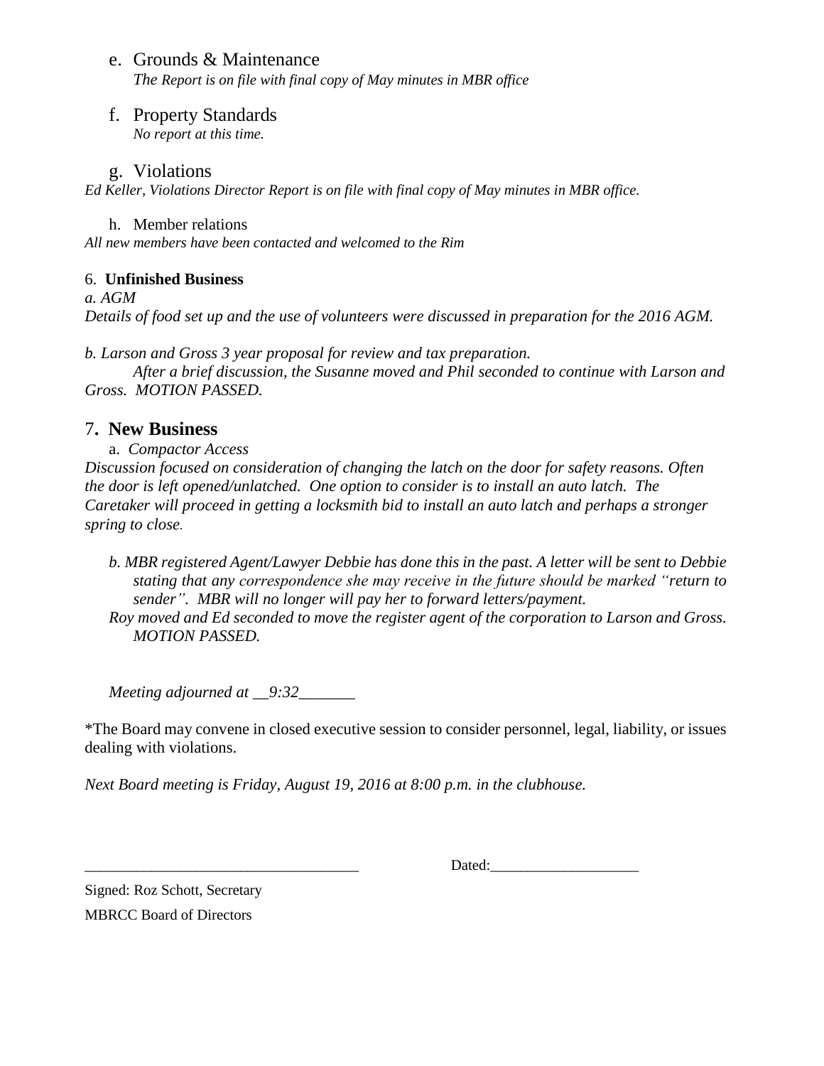e. Grounds & Maintenance

*The Report is on file with final copy of May minutes in MBR office*

f. Property Standards

*No report at this time.*

g. Violations

*Ed Keller, Violations Director Report is on file with final copy of May minutes in MBR office.*

h. Member relations

*All new members have been contacted and welcomed to the Rim*

6. **Unfinished Business**

*a. AGM*

*Details of food set up and the use of volunteers were discussed in preparation for the 2016 AGM.*

*b. Larson and Gross 3 year proposal for review and tax preparation.*

*After a brief discussion, the Susanne moved and Phil seconded to continue with Larson and Gross. MOTION PASSED.*

## 7. New Business

a. *Compactor Access*

*Discussion focused on consideration of changing the latch on the door for safety reasons. Often the door is left opened/unlatched. One option to consider is to install an auto latch. The Caretaker will proceed in getting a locksmith bid to install an auto latch and perhaps a stronger spring to close.*

*b. MBR registered Agent/Lawyer Debbie has done this in the past. A letter will be sent to Debbie stating that any correspondence she may receive in the future should be marked "return to sender". MBR will no longer will pay her to forward letters/payment.*

*Roy moved and Ed seconded to move the register agent of the corporation to Larson and Gross. MOTION PASSED.*

*Meeting adjourned at __9:32_______*

*The Board may convene in closed executive session to consider personnel, legal, liability, or issues dealing with violations.

*Next Board meeting is Friday, August 19, 2016 at 8:00 p.m. in the clubhouse.*

_____________________________________ Dated:____________________

Signed: Roz Schott, Secretary

MBRCC Board of Directors